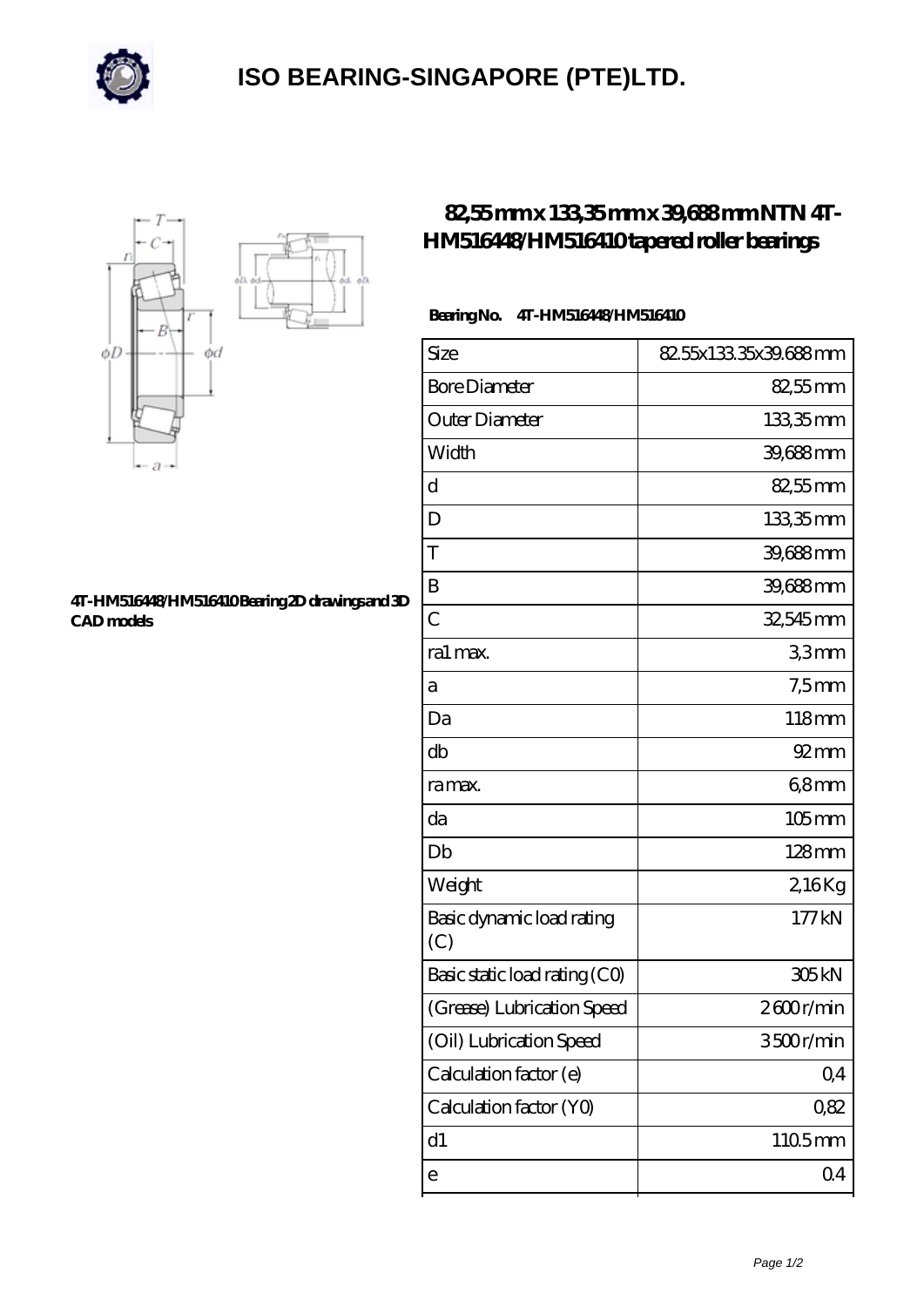# ISO BEARING-SINGAPORE (PTE)LTD.

## 82,55 mm x 133,35 mm x 39,688 mm NTN 4T-HM516448/HM516410 tapered roller bearings

4T-HM516448/HM516410 Bearing 2D drawings and 3D CAD models

**Bearing No.** 4T-HM516448/HM516410

| Size | 82.55x133.35x39.688 mm |
| --- | --- |
| Bore Diameter | 82,55 mm |
| Outer Diameter | 133,35 mm |
| Width | 39,688 mm |
| d | 82,55 mm |
| D | 133,35 mm |
| T | 39,688 mm |
| B | 39,688 mm |
| C | 32,545 mm |
| ra1 max. | 3,3 mm |
| a | 7,5 mm |
| Da | 118 mm |
| db | 92 mm |
| ra max. | 6,8 mm |
| da | 105 mm |
| Db | 128 mm |
| Weight | 2,16 Kg |
| Basic dynamic load rating (C) | 177 kN |
| Basic static load rating (C0) | 305 kN |
| (Grease) Lubrication Speed | 2 600 r/min |
| (Oil) Lubrication Speed | 3 500 r/min |
| Calculation factor (e) | 0,4 |
| Calculation factor (Y0) | 0,82 |
| d1 | 110.5 mm |
| e | 0.4 |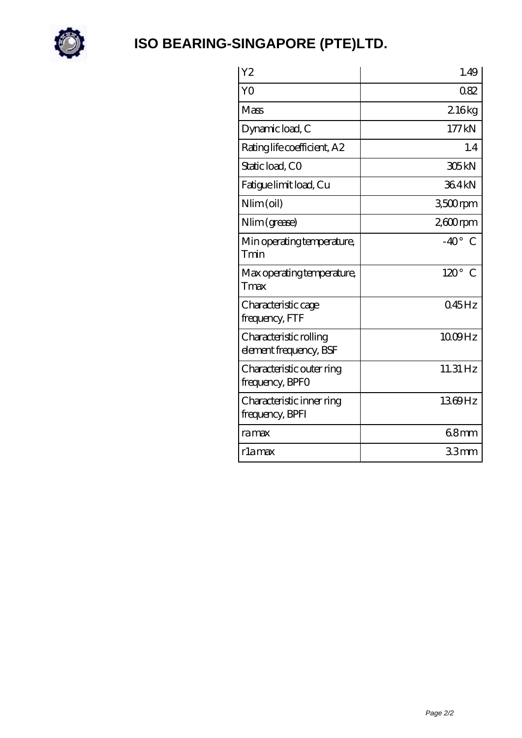# ISO BEARING-SINGAPORE (PTE)LTD.

| | |
|---|---|
| Y2 | 1.49 |
| Y0 | 0.82 |
| Mass | 2.16 kg |
| Dynamic load, C | 177 kN |
| Rating life coefficient, A2 | 1.4 |
| Static load, C0 | 305 kN |
| Fatigue limit load, Cu | 36.4 kN |
| Nlim (oil) | 3,500 rpm |
| Nlim (grease) | 2,600 rpm |
| Min operating temperature, Tmin | -40 ° C |
| Max operating temperature, Tmax | 120 ° C |
| Characteristic cage frequency, FTF | 0.45 Hz |
| Characteristic rolling element frequency, BSF | 10.09 Hz |
| Characteristic outer ring frequency, BPFO | 11.31 Hz |
| Characteristic inner ring frequency, BPFI | 13.69 Hz |
| ra max | 6.8 mm |
| r1a max | 3.3 mm |